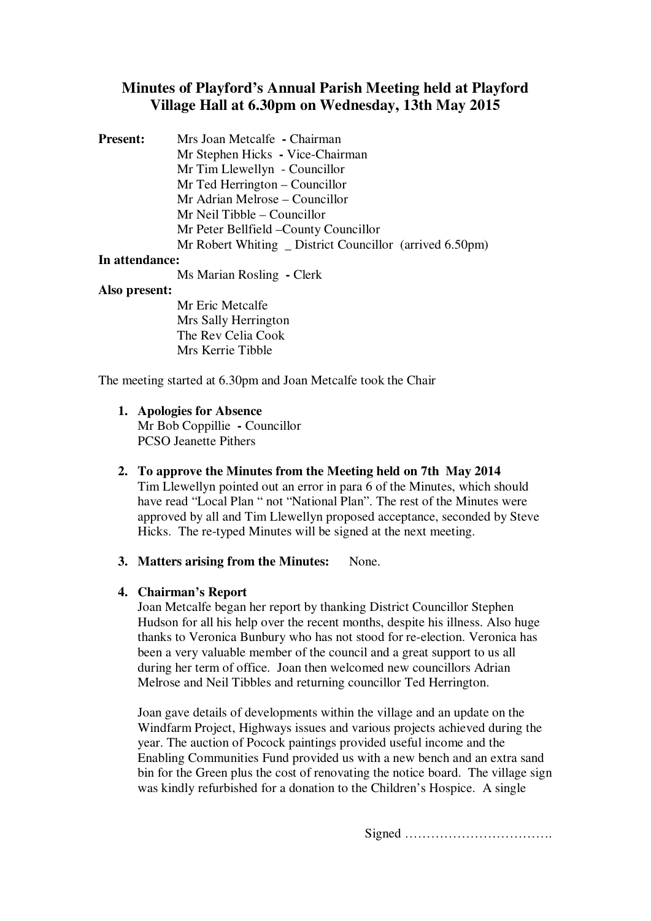# Minutes of Playford's Annual Parish Meeting held at Playford Village Hall at 6.30pm on Wednesday, 13th May 2015

**Present:**

Mrs Joan Metcalfe **-** Chairman
Mr Stephen Hicks **-** Vice-Chairman
Mr Tim Llewellyn - Councillor
Mr Ted Herrington – Councillor
Mr Adrian Melrose – Councillor
Mr Neil Tibble – Councillor
Mr Peter Bellfield –County Councillor
Mr Robert Whiting _ District Councillor (arrived 6.50pm)

**In attendance:**

Ms Marian Rosling **-** Clerk

**Also present:**

Mr Eric Metcalfe
Mrs Sally Herrington
The Rev Celia Cook
Mrs Kerrie Tibble

The meeting started at 6.30pm and Joan Metcalfe took the Chair

1. **Apologies for Absence**
   Mr Bob Coppillie **-** Councillor
   PCSO Jeanette Pithers

2. **To approve the Minutes from the Meeting held on 7th May 2014**
   Tim Llewellyn pointed out an error in para 6 of the Minutes, which should have read "Local Plan " not "National Plan". The rest of the Minutes were approved by all and Tim Llewellyn proposed acceptance, seconded by Steve Hicks. The re-typed Minutes will be signed at the next meeting.

3. **Matters arising from the Minutes:** None.

4. **Chairman's Report**
   Joan Metcalfe began her report by thanking District Councillor Stephen Hudson for all his help over the recent months, despite his illness. Also huge thanks to Veronica Bunbury who has not stood for re-election. Veronica has been a very valuable member of the council and a great support to us all during her term of office. Joan then welcomed new councillors Adrian Melrose and Neil Tibbles and returning councillor Ted Herrington.

   Joan gave details of developments within the village and an update on the Windfarm Project, Highways issues and various projects achieved during the year. The auction of Pocock paintings provided useful income and the Enabling Communities Fund provided us with a new bench and an extra sand bin for the Green plus the cost of renovating the notice board. The village sign was kindly refurbished for a donation to the Children's Hospice. A single

Signed …………………………….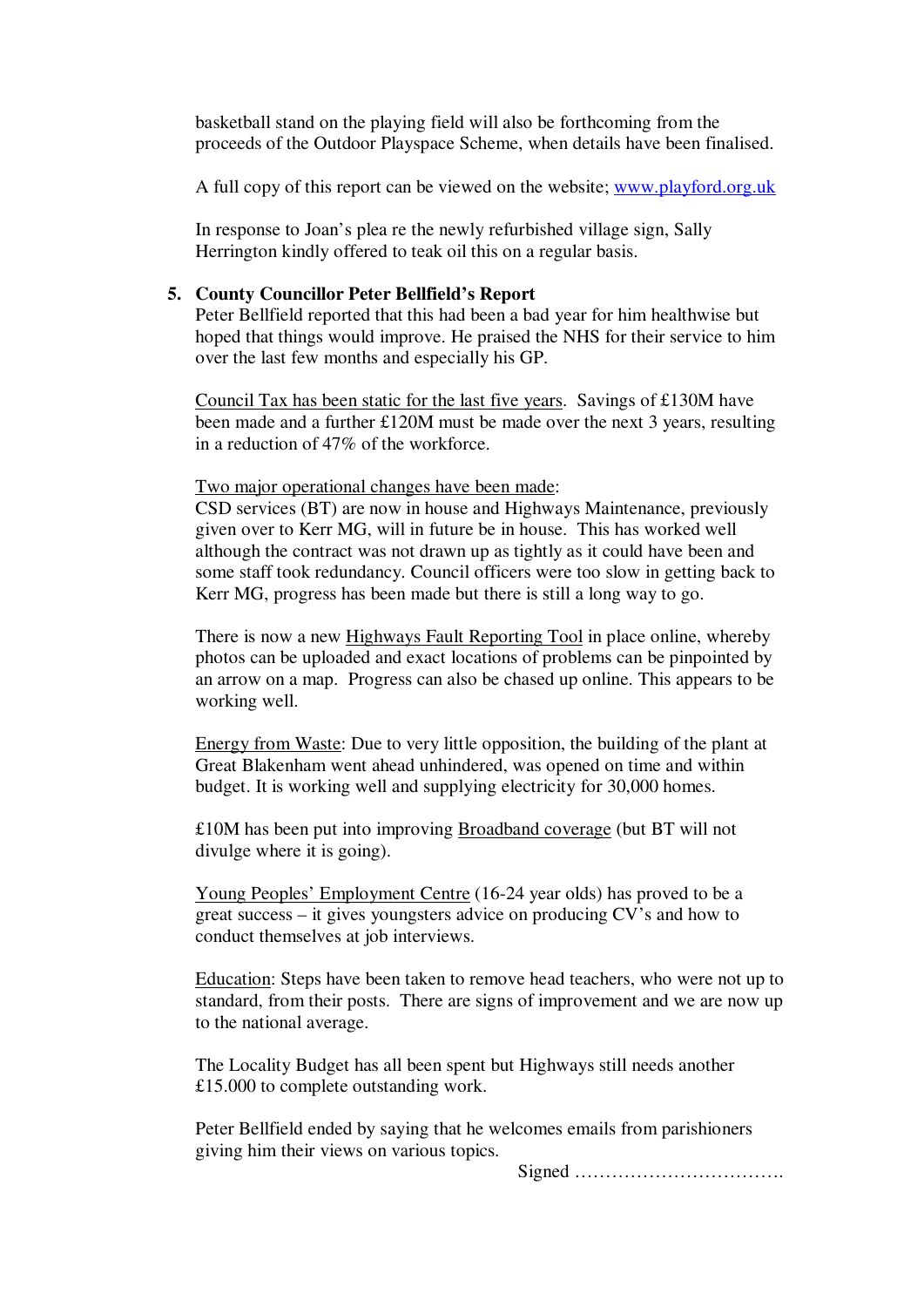basketball stand on the playing field will also be forthcoming from the proceeds of the Outdoor Playspace Scheme, when details have been finalised.

A full copy of this report can be viewed on the website; [www.playford.org.uk](http://www.playford.org.uk)

In response to Joan's plea re the newly refurbished village sign, Sally Herrington kindly offered to teak oil this on a regular basis.

**5. County Councillor Peter Bellfield's Report**

Peter Bellfield reported that this had been a bad year for him healthwise but hoped that things would improve. He praised the NHS for their service to him over the last few months and especially his GP.

<u>Council Tax has been static for the last five years</u>. Savings of £130M have been made and a further £120M must be made over the next 3 years, resulting in a reduction of 47% of the workforce.

<u>Two major operational changes have been made</u>:
CSD services (BT) are now in house and Highways Maintenance, previously given over to Kerr MG, will in future be in house. This has worked well although the contract was not drawn up as tightly as it could have been and some staff took redundancy. Council officers were too slow in getting back to Kerr MG, progress has been made but there is still a long way to go.

There is now a new <u>Highways Fault Reporting Tool</u> in place online, whereby photos can be uploaded and exact locations of problems can be pinpointed by an arrow on a map. Progress can also be chased up online. This appears to be working well.

<u>Energy from Waste</u>: Due to very little opposition, the building of the plant at Great Blakenham went ahead unhindered, was opened on time and within budget. It is working well and supplying electricity for 30,000 homes.

£10M has been put into improving <u>Broadband coverage</u> (but BT will not divulge where it is going).

<u>Young Peoples' Employment Centre</u> (16-24 year olds) has proved to be a great success – it gives youngsters advice on producing CV's and how to conduct themselves at job interviews.

<u>Education</u>: Steps have been taken to remove head teachers, who were not up to standard, from their posts. There are signs of improvement and we are now up to the national average.

The Locality Budget has all been spent but Highways still needs another £15.000 to complete outstanding work.

Peter Bellfield ended by saying that he welcomes emails from parishioners giving him their views on various topics.

Signed …………………………….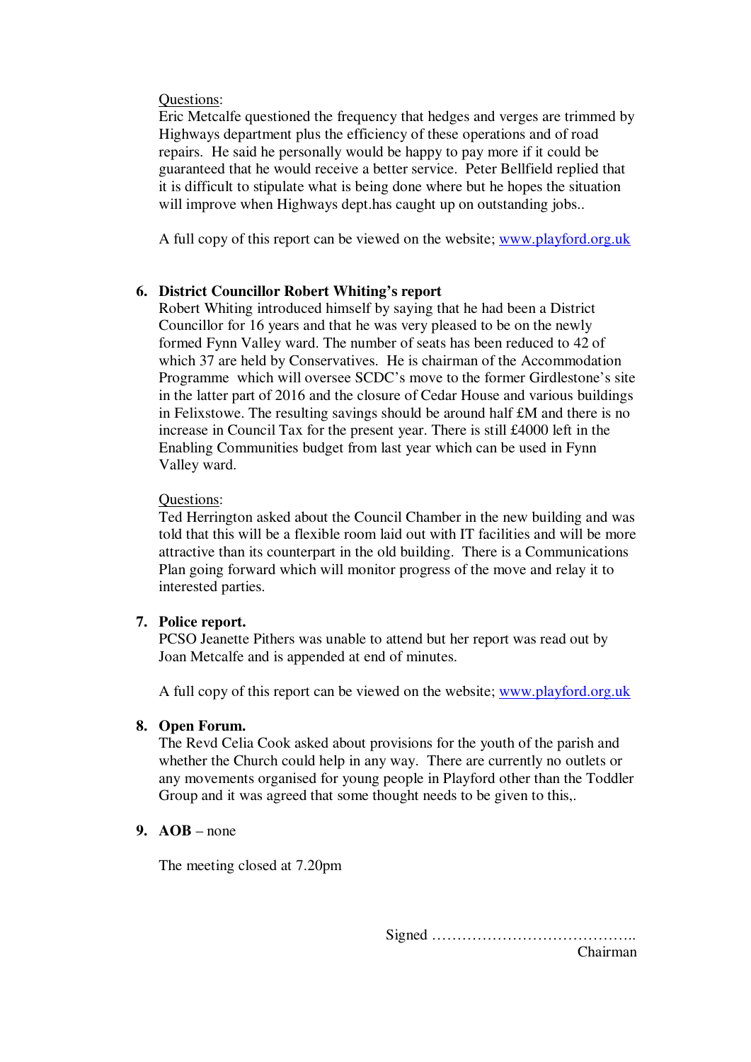Questions:

Eric Metcalfe questioned the frequency that hedges and verges are trimmed by Highways department plus the efficiency of these operations and of road repairs. He said he personally would be happy to pay more if it could be guaranteed that he would receive a better service. Peter Bellfield replied that it is difficult to stipulate what is being done where but he hopes the situation will improve when Highways dept.has caught up on outstanding jobs..

A full copy of this report can be viewed on the website; www.playford.org.uk

6. **District Councillor Robert Whiting's report**

Robert Whiting introduced himself by saying that he had been a District Councillor for 16 years and that he was very pleased to be on the newly formed Fynn Valley ward. The number of seats has been reduced to 42 of which 37 are held by Conservatives. He is chairman of the Accommodation Programme which will oversee SCDC's move to the former Girdlestone's site in the latter part of 2016 and the closure of Cedar House and various buildings in Felixstowe. The resulting savings should be around half £M and there is no increase in Council Tax for the present year. There is still £4000 left in the Enabling Communities budget from last year which can be used in Fynn Valley ward.

Questions:

Ted Herrington asked about the Council Chamber in the new building and was told that this will be a flexible room laid out with IT facilities and will be more attractive than its counterpart in the old building. There is a Communications Plan going forward which will monitor progress of the move and relay it to interested parties.

7. **Police report.**

PCSO Jeanette Pithers was unable to attend but her report was read out by Joan Metcalfe and is appended at end of minutes.

A full copy of this report can be viewed on the website; www.playford.org.uk

8. **Open Forum.**

The Revd Celia Cook asked about provisions for the youth of the parish and whether the Church could help in any way. There are currently no outlets or any movements organised for young people in Playford other than the Toddler Group and it was agreed that some thought needs to be given to this,.

9. **AOB** – none

The meeting closed at 7.20pm

Signed …………………………………..
Chairman